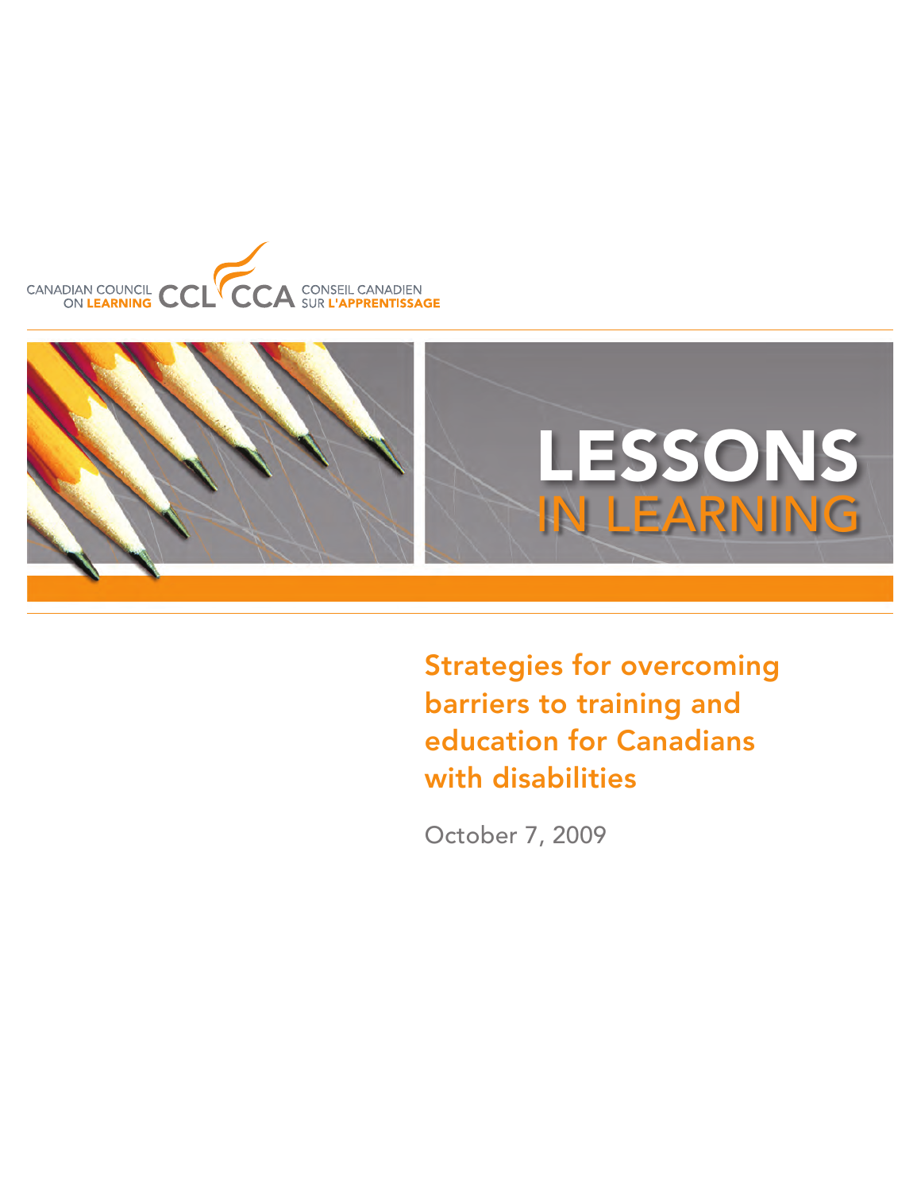CANADIAN COUNCIL ON LEARNING CCL CCA CONSEIL CANADIEN SUR L'APPRENTISSAGE

# LESSONS IN LEARNING

## Strategies for overcoming barriers to training and education for Canadians with disabilities

October 7, 2009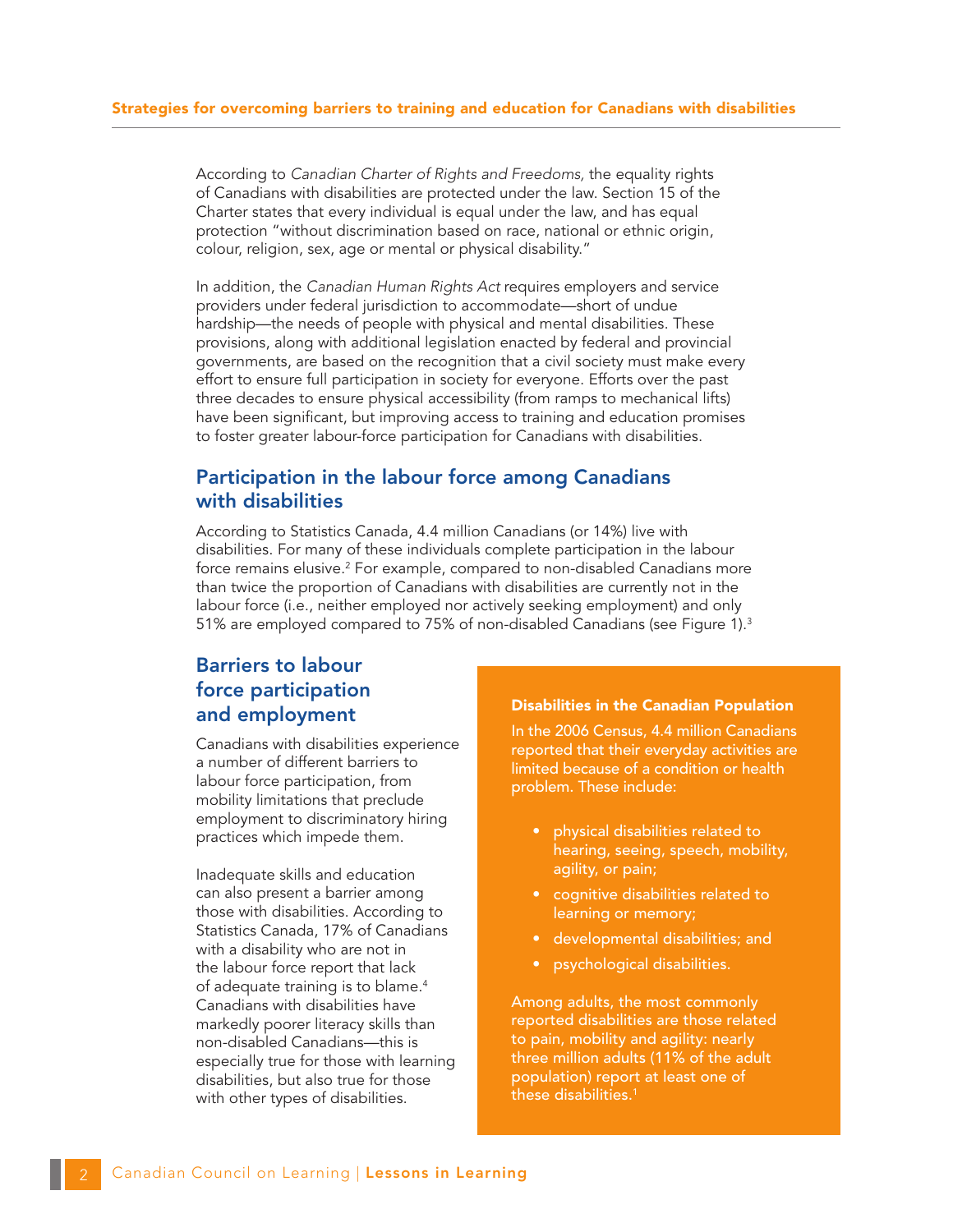According to *Canadian Charter of Rights and Freedoms,* the equality rights of Canadians with disabilities are protected under the law. Section 15 of the Charter states that every individual is equal under the law, and has equal protection "without discrimination based on race, national or ethnic origin, colour, religion, sex, age or mental or physical disability."

In addition, the *Canadian Human Rights Act* requires employers and service providers under federal jurisdiction to accommodate—short of undue hardship—the needs of people with physical and mental disabilities. These provisions, along with additional legislation enacted by federal and provincial governments, are based on the recognition that a civil society must make every effort to ensure full participation in society for everyone. Efforts over the past three decades to ensure physical accessibility (from ramps to mechanical lifts) have been significant, but improving access to training and education promises to foster greater labour-force participation for Canadians with disabilities.

## Participation in the labour force among Canadians with disabilities

According to Statistics Canada, 4.4 million Canadians (or 14%) live with disabilities. For many of these individuals complete participation in the labour force remains elusive.[2] For example, compared to non-disabled Canadians more than twice the proportion of Canadians with disabilities are currently not in the labour force (i.e., neither employed nor actively seeking employment) and only 51% are employed compared to 75% of non-disabled Canadians (see Figure 1).[3]

## Barriers to labour force participation and employment

Canadians with disabilities experience a number of different barriers to labour force participation, from mobility limitations that preclude employment to discriminatory hiring practices which impede them.

Inadequate skills and education can also present a barrier among those with disabilities. According to Statistics Canada, 17% of Canadians with a disability who are not in the labour force report that lack of adequate training is to blame.[4] Canadians with disabilities have markedly poorer literacy skills than non-disabled Canadians—this is especially true for those with learning disabilities, but also true for those with other types of disabilities.

**Disabilities in the Canadian Population**

In the 2006 Census, 4.4 million Canadians reported that their everyday activities are limited because of a condition or health problem. These include:

- physical disabilities related to hearing, seeing, speech, mobility, agility, or pain;
- cognitive disabilities related to learning or memory;
- developmental disabilities; and
- psychological disabilities.

Among adults, the most commonly reported disabilities are those related to pain, mobility and agility: nearly three million adults (11% of the adult population) report at least one of these disabilities.[1]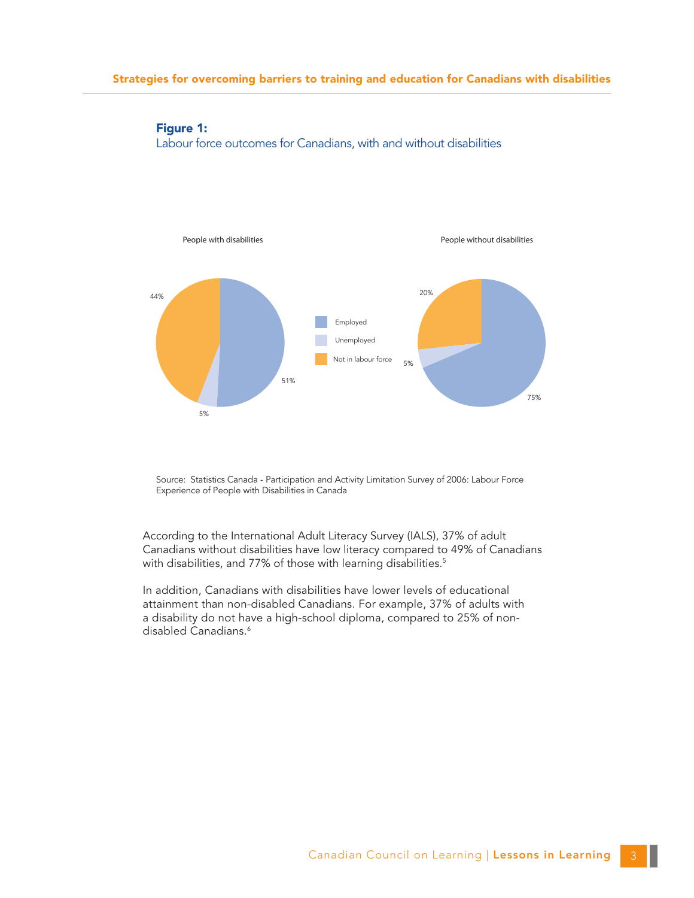**Figure 1:**
Labour force outcomes for Canadians, with and without disabilities

People with disabilities

| | People with disabilities | People without disabilities |
|---|---|---|
| Employed | 51% | 75% |
| Unemployed | 5% | 5% |
| Not in labour force | 44% | 20% |

Source: Statistics Canada - Participation and Activity Limitation Survey of 2006: Labour Force Experience of People with Disabilities in Canada

According to the International Adult Literacy Survey (IALS), 37% of adult Canadians without disabilities have low literacy compared to 49% of Canadians with disabilities, and 77% of those with learning disabilities.[5]

In addition, Canadians with disabilities have lower levels of educational attainment than non-disabled Canadians. For example, 37% of adults with a disability do not have a high-school diploma, compared to 25% of non-disabled Canadians.[6]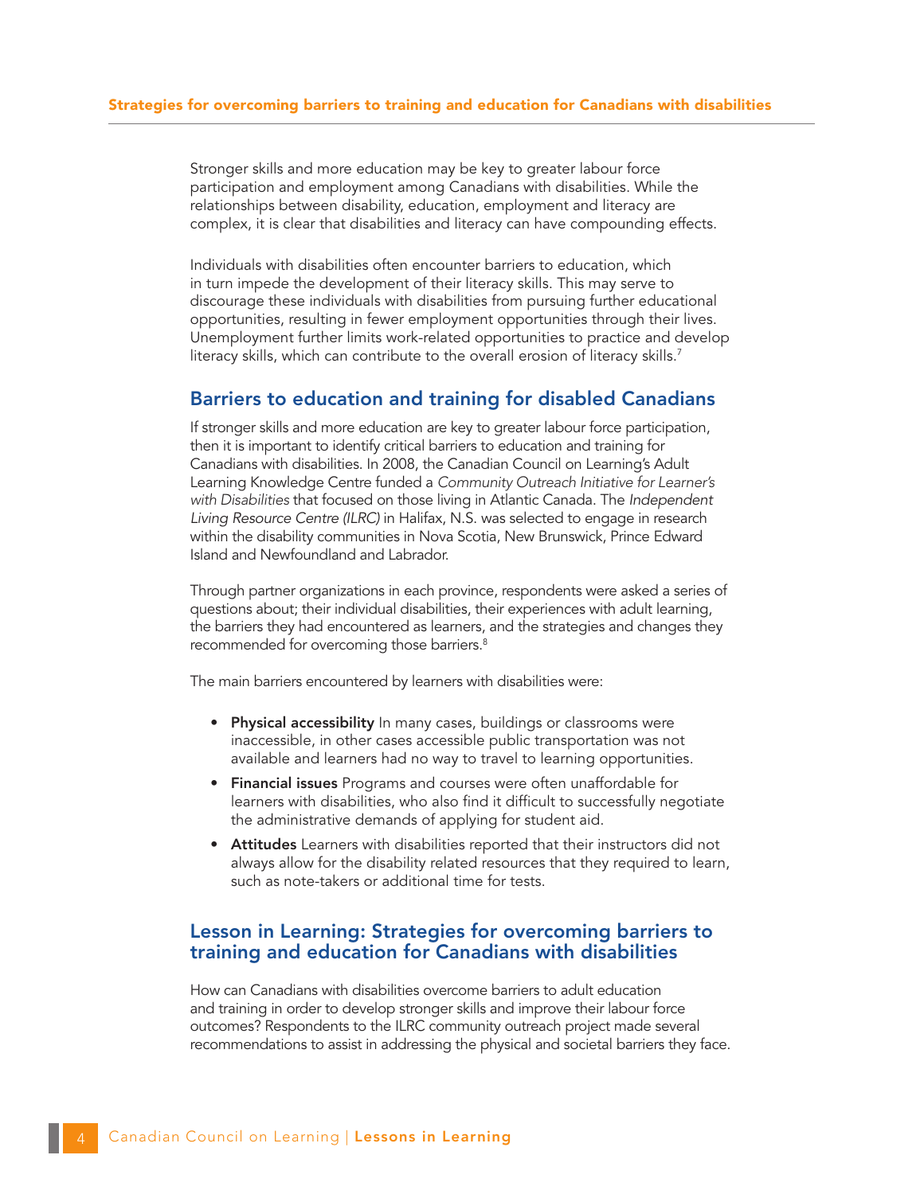Stronger skills and more education may be key to greater labour force participation and employment among Canadians with disabilities. While the relationships between disability, education, employment and literacy are complex, it is clear that disabilities and literacy can have compounding effects.

Individuals with disabilities often encounter barriers to education, which in turn impede the development of their literacy skills. This may serve to discourage these individuals with disabilities from pursuing further educational opportunities, resulting in fewer employment opportunities through their lives. Unemployment further limits work-related opportunities to practice and develop literacy skills, which can contribute to the overall erosion of literacy skills.[7]

## Barriers to education and training for disabled Canadians

If stronger skills and more education are key to greater labour force participation, then it is important to identify critical barriers to education and training for Canadians with disabilities. In 2008, the Canadian Council on Learning's Adult Learning Knowledge Centre funded a *Community Outreach Initiative for Learner's with Disabilities* that focused on those living in Atlantic Canada. The *Independent Living Resource Centre (ILRC)* in Halifax, N.S. was selected to engage in research within the disability communities in Nova Scotia, New Brunswick, Prince Edward Island and Newfoundland and Labrador.

Through partner organizations in each province, respondents were asked a series of questions about; their individual disabilities, their experiences with adult learning, the barriers they had encountered as learners, and the strategies and changes they recommended for overcoming those barriers.[8]

The main barriers encountered by learners with disabilities were:

- **Physical accessibility** In many cases, buildings or classrooms were inaccessible, in other cases accessible public transportation was not available and learners had no way to travel to learning opportunities.
- **Financial issues** Programs and courses were often unaffordable for learners with disabilities, who also find it difficult to successfully negotiate the administrative demands of applying for student aid.
- **Attitudes** Learners with disabilities reported that their instructors did not always allow for the disability related resources that they required to learn, such as note-takers or additional time for tests.

## Lesson in Learning: Strategies for overcoming barriers to training and education for Canadians with disabilities

How can Canadians with disabilities overcome barriers to adult education and training in order to develop stronger skills and improve their labour force outcomes? Respondents to the ILRC community outreach project made several recommendations to assist in addressing the physical and societal barriers they face.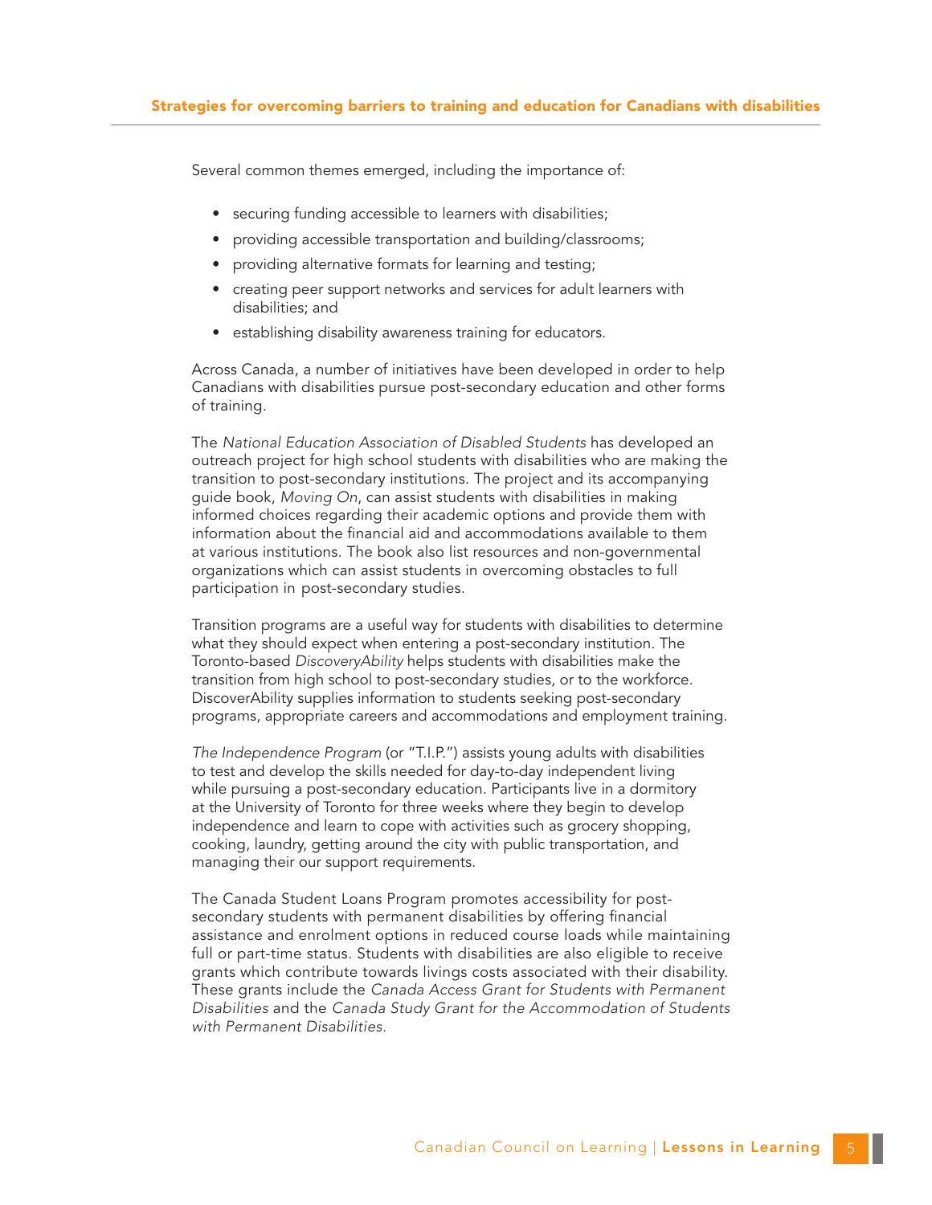Several common themes emerged, including the importance of:

- securing funding accessible to learners with disabilities;
- providing accessible transportation and building/classrooms;
- providing alternative formats for learning and testing;
- creating peer support networks and services for adult learners with disabilities; and
- establishing disability awareness training for educators.

Across Canada, a number of initiatives have been developed in order to help Canadians with disabilities pursue post-secondary education and other forms of training.

The *National Education Association of Disabled Students* has developed an outreach project for high school students with disabilities who are making the transition to post-secondary institutions. The project and its accompanying guide book, *Moving On*, can assist students with disabilities in making informed choices regarding their academic options and provide them with information about the financial aid and accommodations available to them at various institutions. The book also list resources and non-governmental organizations which can assist students in overcoming obstacles to full participation in post-secondary studies.

Transition programs are a useful way for students with disabilities to determine what they should expect when entering a post-secondary institution. The Toronto-based *DiscoveryAbility* helps students with disabilities make the transition from high school to post-secondary studies, or to the workforce. DiscoverAbility supplies information to students seeking post-secondary programs, appropriate careers and accommodations and employment training.

*The Independence Program* (or "T.I.P.") assists young adults with disabilities to test and develop the skills needed for day-to-day independent living while pursuing a post-secondary education. Participants live in a dormitory at the University of Toronto for three weeks where they begin to develop independence and learn to cope with activities such as grocery shopping, cooking, laundry, getting around the city with public transportation, and managing their our support requirements.

The Canada Student Loans Program promotes accessibility for post-secondary students with permanent disabilities by offering financial assistance and enrolment options in reduced course loads while maintaining full or part-time status. Students with disabilities are also eligible to receive grants which contribute towards livings costs associated with their disability. These grants include the *Canada Access Grant for Students with Permanent Disabilities* and the *Canada Study Grant for the Accommodation of Students with Permanent Disabilities.*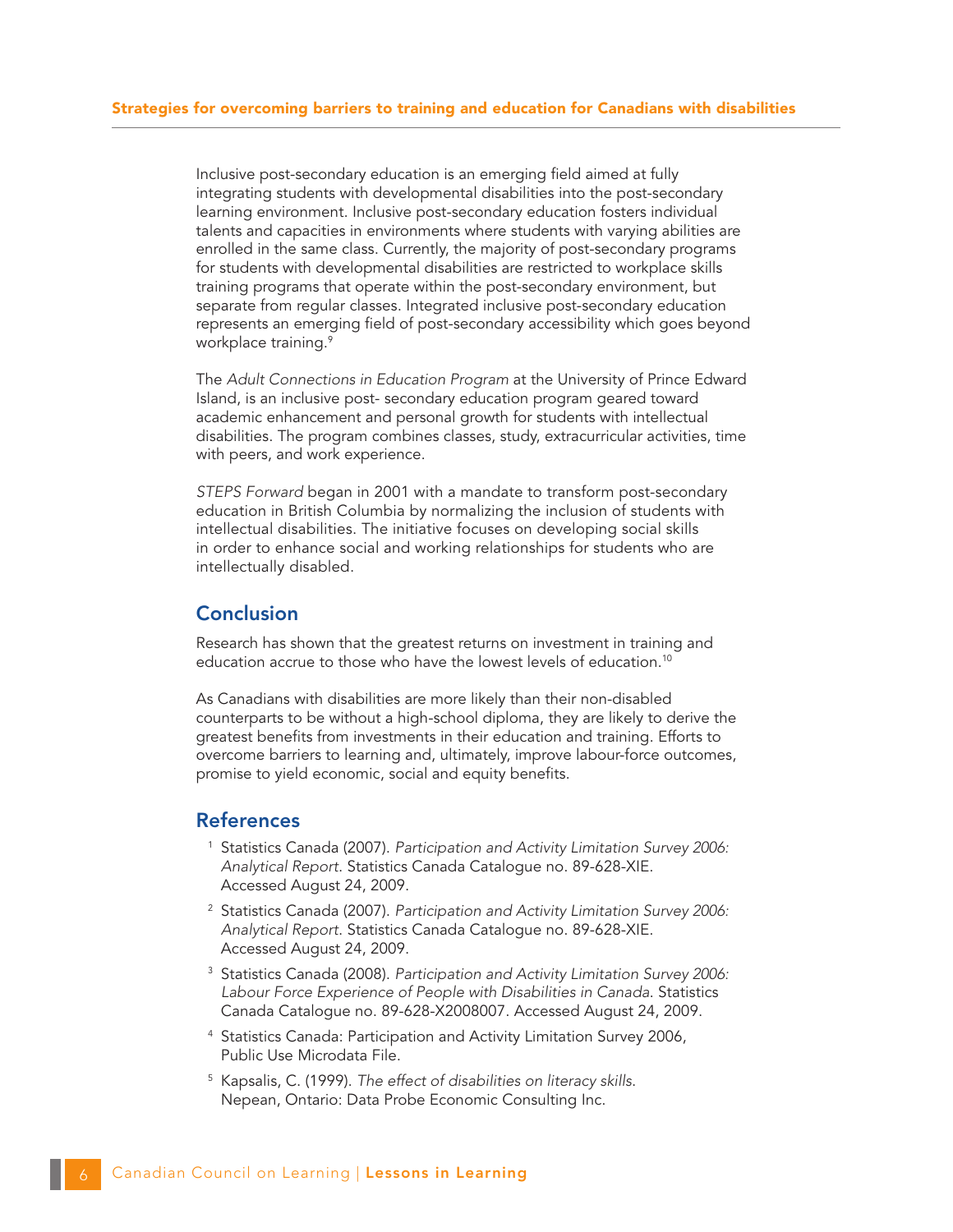Inclusive post-secondary education is an emerging field aimed at fully integrating students with developmental disabilities into the post-secondary learning environment. Inclusive post-secondary education fosters individual talents and capacities in environments where students with varying abilities are enrolled in the same class. Currently, the majority of post-secondary programs for students with developmental disabilities are restricted to workplace skills training programs that operate within the post-secondary environment, but separate from regular classes. Integrated inclusive post-secondary education represents an emerging field of post-secondary accessibility which goes beyond workplace training.[9]

The *Adult Connections in Education Program* at the University of Prince Edward Island, is an inclusive post- secondary education program geared toward academic enhancement and personal growth for students with intellectual disabilities. The program combines classes, study, extracurricular activities, time with peers, and work experience.

*STEPS Forward* began in 2001 with a mandate to transform post-secondary education in British Columbia by normalizing the inclusion of students with intellectual disabilities. The initiative focuses on developing social skills in order to enhance social and working relationships for students who are intellectually disabled.

## Conclusion

Research has shown that the greatest returns on investment in training and education accrue to those who have the lowest levels of education.[10]

As Canadians with disabilities are more likely than their non-disabled counterparts to be without a high-school diploma, they are likely to derive the greatest benefits from investments in their education and training. Efforts to overcome barriers to learning and, ultimately, improve labour-force outcomes, promise to yield economic, social and equity benefits.

## References

1. Statistics Canada (2007). *Participation and Activity Limitation Survey 2006: Analytical Report*. Statistics Canada Catalogue no. 89-628-XIE. Accessed August 24, 2009.
2. Statistics Canada (2007). *Participation and Activity Limitation Survey 2006: Analytical Report*. Statistics Canada Catalogue no. 89-628-XIE. Accessed August 24, 2009.
3. Statistics Canada (2008). *Participation and Activity Limitation Survey 2006: Labour Force Experience of People with Disabilities in Canada*. Statistics Canada Catalogue no. 89-628-X2008007. Accessed August 24, 2009.
4. Statistics Canada: Participation and Activity Limitation Survey 2006, Public Use Microdata File.
5. Kapsalis, C. (1999). *The effect of disabilities on literacy skills*. Nepean, Ontario: Data Probe Economic Consulting Inc.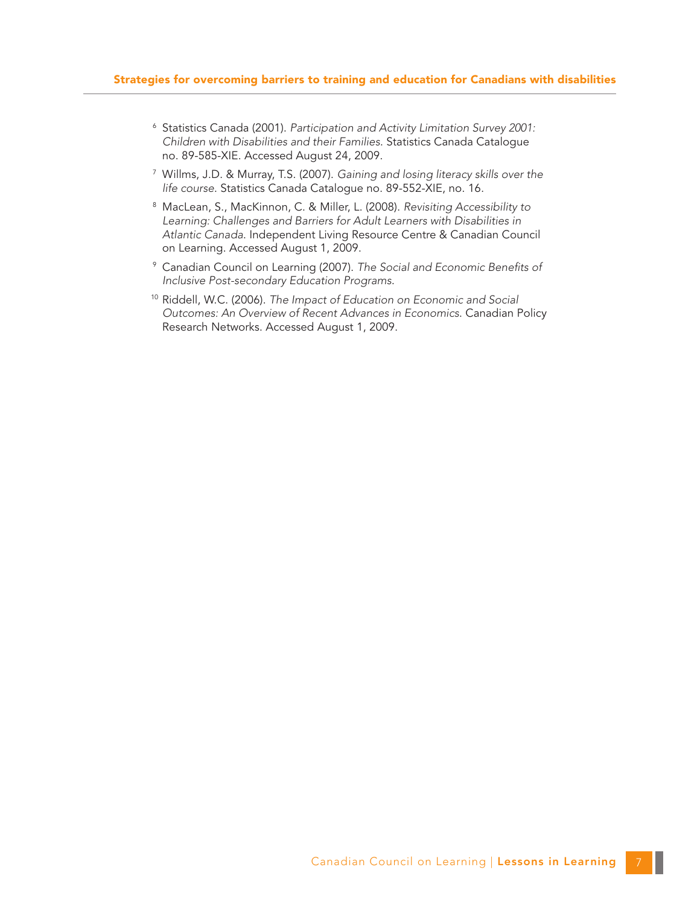[6] Statistics Canada (2001). *Participation and Activity Limitation Survey 2001: Children with Disabilities and their Families*. Statistics Canada Catalogue no. 89-585-XIE. Accessed August 24, 2009.

[7] Willms, J.D. & Murray, T.S. (2007). *Gaining and losing literacy skills over the life course*. Statistics Canada Catalogue no. 89-552-XIE, no. 16.

[8] MacLean, S., MacKinnon, C. & Miller, L. (2008). *Revisiting Accessibility to Learning: Challenges and Barriers for Adult Learners with Disabilities in Atlantic Canada*. Independent Living Resource Centre & Canadian Council on Learning. Accessed August 1, 2009.

[9] Canadian Council on Learning (2007). *The Social and Economic Benefits of Inclusive Post-secondary Education Programs*.

[10] Riddell, W.C. (2006). *The Impact of Education on Economic and Social Outcomes: An Overview of Recent Advances in Economics*. Canadian Policy Research Networks. Accessed August 1, 2009.